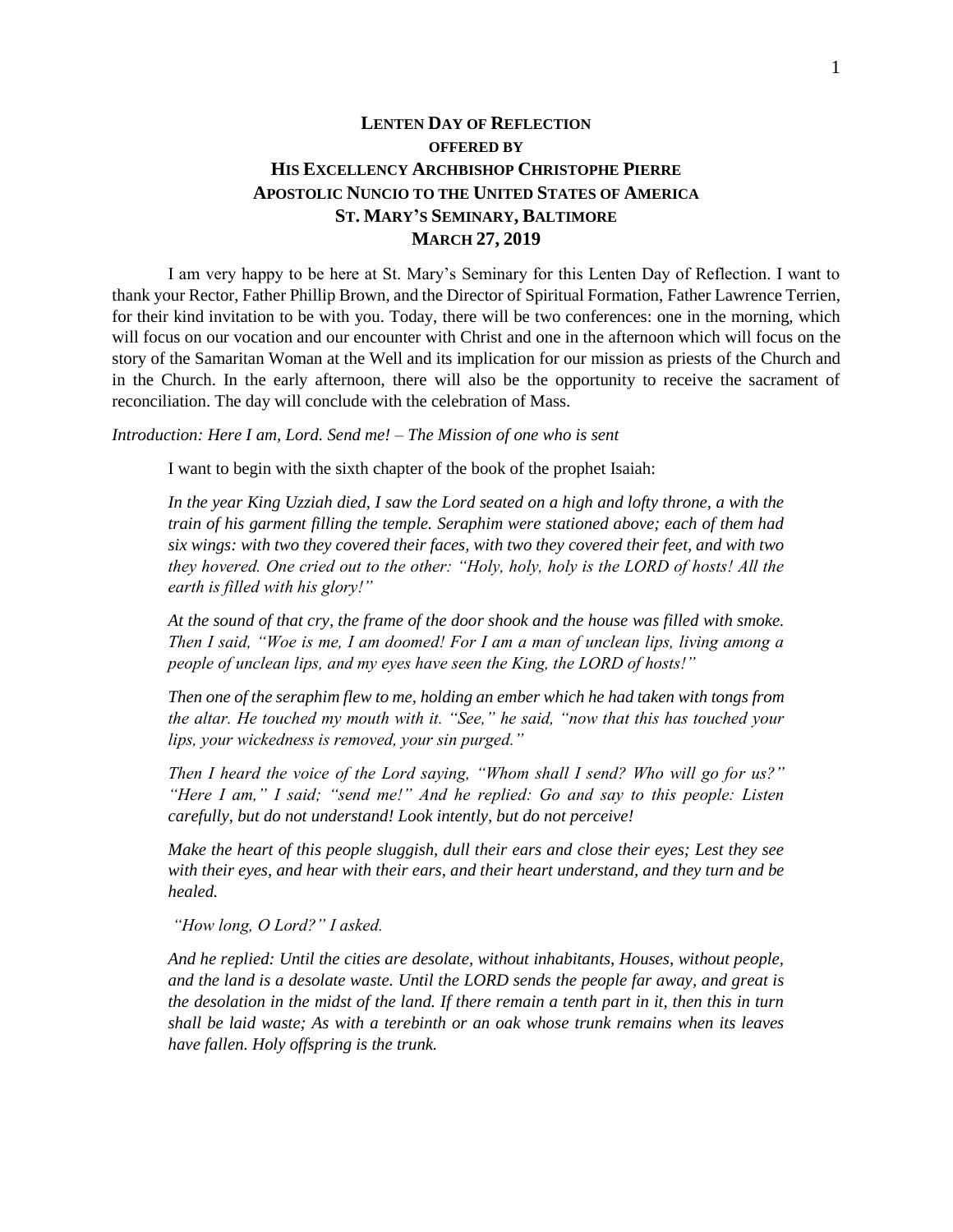# LENTEN DAY OF REFLECTION
## OFFERED BY
## HIS EXCELLENCY ARCHBISHOP CHRISTOPHE PIERRE
## APOSTOLIC NUNCIO TO THE UNITED STATES OF AMERICA
## ST. MARY'S SEMINARY, BALTIMORE
## MARCH 27, 2019

I am very happy to be here at St. Mary's Seminary for this Lenten Day of Reflection. I want to thank your Rector, Father Phillip Brown, and the Director of Spiritual Formation, Father Lawrence Terrien, for their kind invitation to be with you. Today, there will be two conferences: one in the morning, which will focus on our vocation and our encounter with Christ and one in the afternoon which will focus on the story of the Samaritan Woman at the Well and its implication for our mission as priests of the Church and in the Church. In the early afternoon, there will also be the opportunity to receive the sacrament of reconciliation. The day will conclude with the celebration of Mass.

*Introduction: Here I am, Lord. Send me! – The Mission of one who is sent*

I want to begin with the sixth chapter of the book of the prophet Isaiah:

> *In the year King Uzziah died, I saw the Lord seated on a high and lofty throne, a with the train of his garment filling the temple. Seraphim were stationed above; each of them had six wings: with two they covered their faces, with two they covered their feet, and with two they hovered. One cried out to the other: "Holy, holy, holy is the LORD of hosts! All the earth is filled with his glory!"*
>
> *At the sound of that cry, the frame of the door shook and the house was filled with smoke. Then I said, "Woe is me, I am doomed! For I am a man of unclean lips, living among a people of unclean lips, and my eyes have seen the King, the LORD of hosts!"*
>
> *Then one of the seraphim flew to me, holding an ember which he had taken with tongs from the altar. He touched my mouth with it. "See," he said, "now that this has touched your lips, your wickedness is removed, your sin purged."*
>
> *Then I heard the voice of the Lord saying, "Whom shall I send? Who will go for us?" "Here I am," I said; "send me!" And he replied: Go and say to this people: Listen carefully, but do not understand! Look intently, but do not perceive!*
>
> *Make the heart of this people sluggish, dull their ears and close their eyes; Lest they see with their eyes, and hear with their ears, and their heart understand, and they turn and be healed.*
>
> *"How long, O Lord?" I asked.*
>
> *And he replied: Until the cities are desolate, without inhabitants, Houses, without people, and the land is a desolate waste. Until the LORD sends the people far away, and great is the desolation in the midst of the land. If there remain a tenth part in it, then this in turn shall be laid waste; As with a terebinth or an oak whose trunk remains when its leaves have fallen. Holy offspring is the trunk.*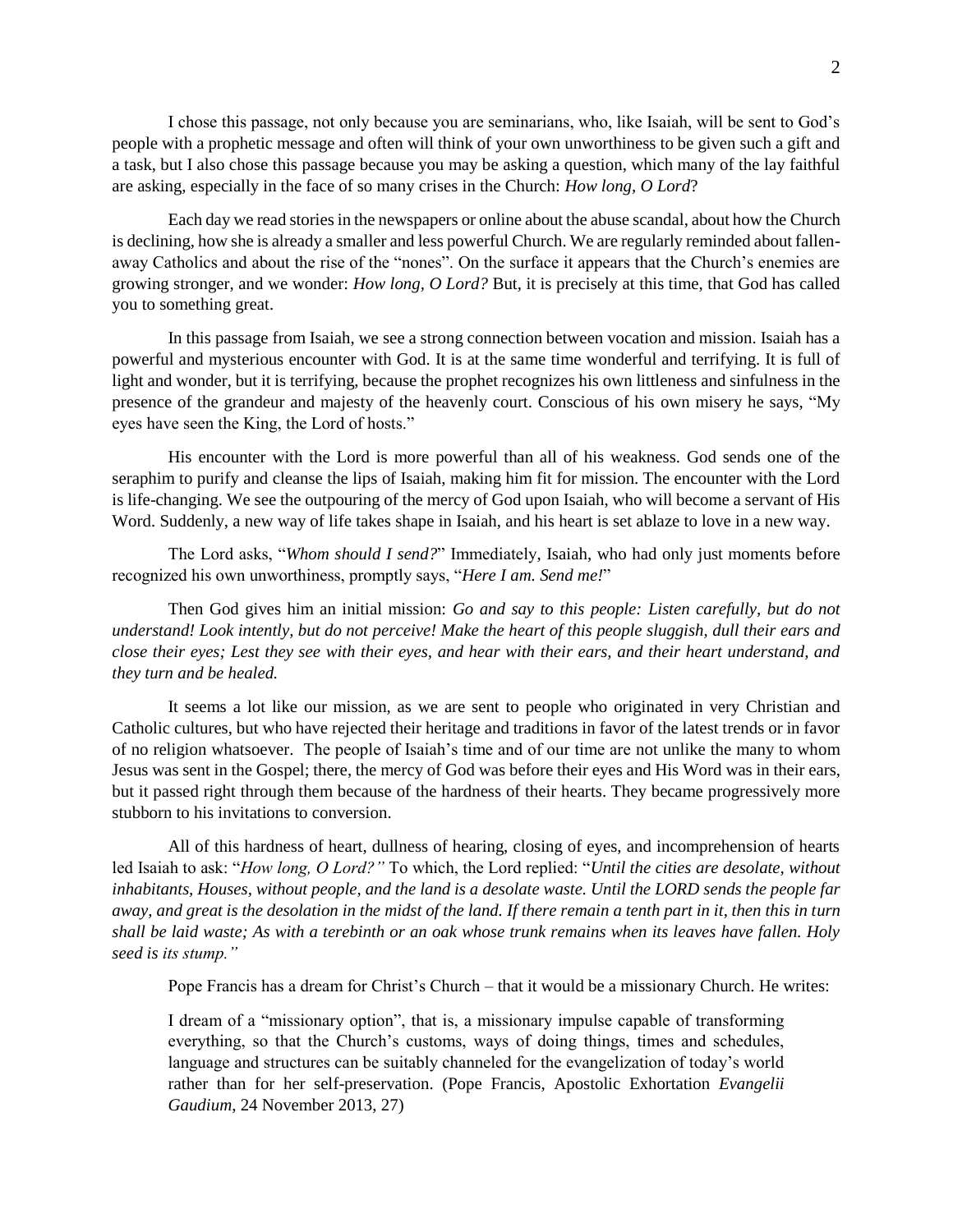I chose this passage, not only because you are seminarians, who, like Isaiah, will be sent to God's people with a prophetic message and often will think of your own unworthiness to be given such a gift and a task, but I also chose this passage because you may be asking a question, which many of the lay faithful are asking, especially in the face of so many crises in the Church: *How long, O Lord*?

Each day we read stories in the newspapers or online about the abuse scandal, about how the Church is declining, how she is already a smaller and less powerful Church. We are regularly reminded about fallen-away Catholics and about the rise of the "nones". On the surface it appears that the Church's enemies are growing stronger, and we wonder: *How long, O Lord?* But, it is precisely at this time, that God has called you to something great.

In this passage from Isaiah, we see a strong connection between vocation and mission. Isaiah has a powerful and mysterious encounter with God. It is at the same time wonderful and terrifying. It is full of light and wonder, but it is terrifying, because the prophet recognizes his own littleness and sinfulness in the presence of the grandeur and majesty of the heavenly court. Conscious of his own misery he says, "My eyes have seen the King, the Lord of hosts."

His encounter with the Lord is more powerful than all of his weakness. God sends one of the seraphim to purify and cleanse the lips of Isaiah, making him fit for mission. The encounter with the Lord is life-changing. We see the outpouring of the mercy of God upon Isaiah, who will become a servant of His Word. Suddenly, a new way of life takes shape in Isaiah, and his heart is set ablaze to love in a new way.

The Lord asks, "*Whom should I send?*" Immediately, Isaiah, who had only just moments before recognized his own unworthiness, promptly says, "*Here I am. Send me!*"

Then God gives him an initial mission: *Go and say to this people: Listen carefully, but do not understand! Look intently, but do not perceive! Make the heart of this people sluggish, dull their ears and close their eyes; Lest they see with their eyes, and hear with their ears, and their heart understand, and they turn and be healed.*

It seems a lot like our mission, as we are sent to people who originated in very Christian and Catholic cultures, but who have rejected their heritage and traditions in favor of the latest trends or in favor of no religion whatsoever. The people of Isaiah's time and of our time are not unlike the many to whom Jesus was sent in the Gospel; there, the mercy of God was before their eyes and His Word was in their ears, but it passed right through them because of the hardness of their hearts. They became progressively more stubborn to his invitations to conversion.

All of this hardness of heart, dullness of hearing, closing of eyes, and incomprehension of hearts led Isaiah to ask: "*How long, O Lord?"* To which, the Lord replied: "*Until the cities are desolate, without inhabitants, Houses, without people, and the land is a desolate waste. Until the LORD sends the people far away, and great is the desolation in the midst of the land. If there remain a tenth part in it, then this in turn shall be laid waste; As with a terebinth or an oak whose trunk remains when its leaves have fallen. Holy seed is its stump."*

Pope Francis has a dream for Christ's Church – that it would be a missionary Church. He writes:

> I dream of a "missionary option", that is, a missionary impulse capable of transforming everything, so that the Church's customs, ways of doing things, times and schedules, language and structures can be suitably channeled for the evangelization of today's world rather than for her self-preservation. (Pope Francis, Apostolic Exhortation *Evangelii Gaudium*, 24 November 2013, 27)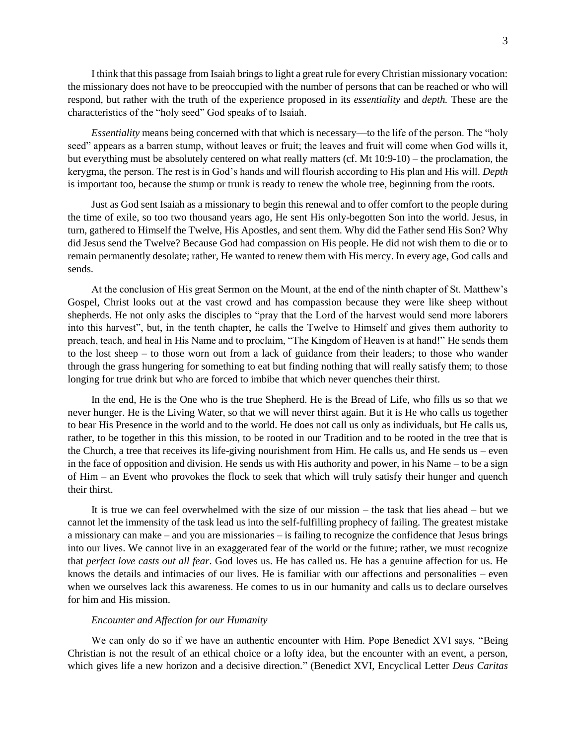I think that this passage from Isaiah brings to light a great rule for every Christian missionary vocation: the missionary does not have to be preoccupied with the number of persons that can be reached or who will respond, but rather with the truth of the experience proposed in its *essentiality* and *depth.* These are the characteristics of the "holy seed" God speaks of to Isaiah.

*Essentiality* means being concerned with that which is necessary—to the life of the person. The "holy seed" appears as a barren stump, without leaves or fruit; the leaves and fruit will come when God wills it, but everything must be absolutely centered on what really matters (cf. Mt 10:9-10) – the proclamation, the kerygma, the person. The rest is in God's hands and will flourish according to His plan and His will. *Depth* is important too, because the stump or trunk is ready to renew the whole tree, beginning from the roots.

Just as God sent Isaiah as a missionary to begin this renewal and to offer comfort to the people during the time of exile, so too two thousand years ago, He sent His only-begotten Son into the world. Jesus, in turn, gathered to Himself the Twelve, His Apostles, and sent them. Why did the Father send His Son? Why did Jesus send the Twelve? Because God had compassion on His people. He did not wish them to die or to remain permanently desolate; rather, He wanted to renew them with His mercy. In every age, God calls and sends.

At the conclusion of His great Sermon on the Mount, at the end of the ninth chapter of St. Matthew's Gospel, Christ looks out at the vast crowd and has compassion because they were like sheep without shepherds. He not only asks the disciples to "pray that the Lord of the harvest would send more laborers into this harvest", but, in the tenth chapter, he calls the Twelve to Himself and gives them authority to preach, teach, and heal in His Name and to proclaim, "The Kingdom of Heaven is at hand!" He sends them to the lost sheep – to those worn out from a lack of guidance from their leaders; to those who wander through the grass hungering for something to eat but finding nothing that will really satisfy them; to those longing for true drink but who are forced to imbibe that which never quenches their thirst.

In the end, He is the One who is the true Shepherd. He is the Bread of Life, who fills us so that we never hunger. He is the Living Water, so that we will never thirst again. But it is He who calls us together to bear His Presence in the world and to the world. He does not call us only as individuals, but He calls us, rather, to be together in this this mission, to be rooted in our Tradition and to be rooted in the tree that is the Church, a tree that receives its life-giving nourishment from Him. He calls us, and He sends us – even in the face of opposition and division. He sends us with His authority and power, in his Name – to be a sign of Him – an Event who provokes the flock to seek that which will truly satisfy their hunger and quench their thirst.

It is true we can feel overwhelmed with the size of our mission – the task that lies ahead – but we cannot let the immensity of the task lead us into the self-fulfilling prophecy of failing. The greatest mistake a missionary can make – and you are missionaries – is failing to recognize the confidence that Jesus brings into our lives. We cannot live in an exaggerated fear of the world or the future; rather, we must recognize that *perfect love casts out all fear*. God loves us. He has called us. He has a genuine affection for us. He knows the details and intimacies of our lives. He is familiar with our affections and personalities – even when we ourselves lack this awareness. He comes to us in our humanity and calls us to declare ourselves for him and His mission.

*Encounter and Affection for our Humanity*

We can only do so if we have an authentic encounter with Him. Pope Benedict XVI says, "Being Christian is not the result of an ethical choice or a lofty idea, but the encounter with an event, a person, which gives life a new horizon and a decisive direction." (Benedict XVI, Encyclical Letter *Deus Caritas*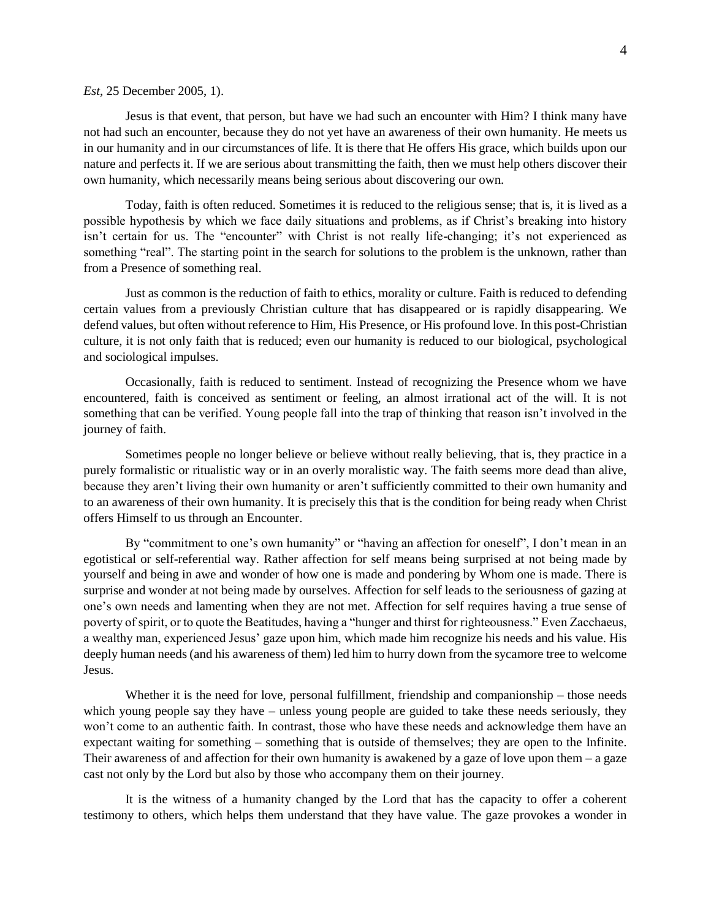*Est*, 25 December 2005, 1).

Jesus is that event, that person, but have we had such an encounter with Him? I think many have not had such an encounter, because they do not yet have an awareness of their own humanity. He meets us in our humanity and in our circumstances of life. It is there that He offers His grace, which builds upon our nature and perfects it. If we are serious about transmitting the faith, then we must help others discover their own humanity, which necessarily means being serious about discovering our own.

Today, faith is often reduced. Sometimes it is reduced to the religious sense; that is, it is lived as a possible hypothesis by which we face daily situations and problems, as if Christ's breaking into history isn't certain for us. The "encounter" with Christ is not really life-changing; it's not experienced as something "real". The starting point in the search for solutions to the problem is the unknown, rather than from a Presence of something real.

Just as common is the reduction of faith to ethics, morality or culture. Faith is reduced to defending certain values from a previously Christian culture that has disappeared or is rapidly disappearing. We defend values, but often without reference to Him, His Presence, or His profound love. In this post-Christian culture, it is not only faith that is reduced; even our humanity is reduced to our biological, psychological and sociological impulses.

Occasionally, faith is reduced to sentiment. Instead of recognizing the Presence whom we have encountered, faith is conceived as sentiment or feeling, an almost irrational act of the will. It is not something that can be verified. Young people fall into the trap of thinking that reason isn't involved in the journey of faith.

Sometimes people no longer believe or believe without really believing, that is, they practice in a purely formalistic or ritualistic way or in an overly moralistic way. The faith seems more dead than alive, because they aren't living their own humanity or aren't sufficiently committed to their own humanity and to an awareness of their own humanity. It is precisely this that is the condition for being ready when Christ offers Himself to us through an Encounter.

By "commitment to one's own humanity" or "having an affection for oneself", I don't mean in an egotistical or self-referential way. Rather affection for self means being surprised at not being made by yourself and being in awe and wonder of how one is made and pondering by Whom one is made. There is surprise and wonder at not being made by ourselves. Affection for self leads to the seriousness of gazing at one's own needs and lamenting when they are not met. Affection for self requires having a true sense of poverty of spirit, or to quote the Beatitudes, having a "hunger and thirst for righteousness." Even Zacchaeus, a wealthy man, experienced Jesus' gaze upon him, which made him recognize his needs and his value. His deeply human needs (and his awareness of them) led him to hurry down from the sycamore tree to welcome Jesus.

Whether it is the need for love, personal fulfillment, friendship and companionship – those needs which young people say they have – unless young people are guided to take these needs seriously, they won't come to an authentic faith. In contrast, those who have these needs and acknowledge them have an expectant waiting for something – something that is outside of themselves; they are open to the Infinite. Their awareness of and affection for their own humanity is awakened by a gaze of love upon them – a gaze cast not only by the Lord but also by those who accompany them on their journey.

It is the witness of a humanity changed by the Lord that has the capacity to offer a coherent testimony to others, which helps them understand that they have value. The gaze provokes a wonder in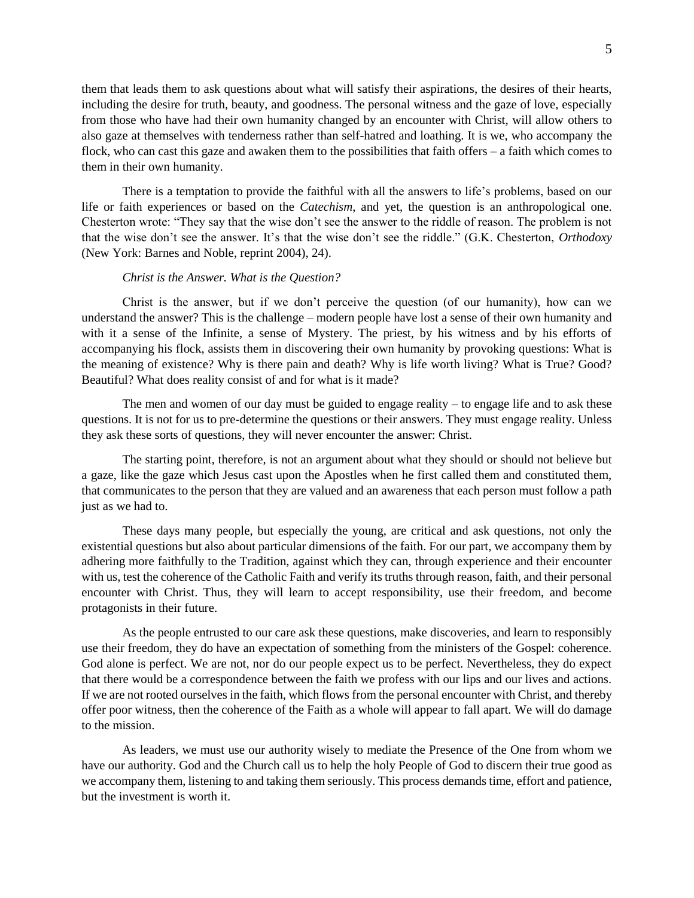them that leads them to ask questions about what will satisfy their aspirations, the desires of their hearts, including the desire for truth, beauty, and goodness. The personal witness and the gaze of love, especially from those who have had their own humanity changed by an encounter with Christ, will allow others to also gaze at themselves with tenderness rather than self-hatred and loathing. It is we, who accompany the flock, who can cast this gaze and awaken them to the possibilities that faith offers – a faith which comes to them in their own humanity.

There is a temptation to provide the faithful with all the answers to life's problems, based on our life or faith experiences or based on the *Catechism*, and yet, the question is an anthropological one. Chesterton wrote: "They say that the wise don't see the answer to the riddle of reason. The problem is not that the wise don't see the answer. It's that the wise don't see the riddle." (G.K. Chesterton, *Orthodoxy* (New York: Barnes and Noble, reprint 2004), 24).

*Christ is the Answer. What is the Question?*

Christ is the answer, but if we don't perceive the question (of our humanity), how can we understand the answer? This is the challenge – modern people have lost a sense of their own humanity and with it a sense of the Infinite, a sense of Mystery. The priest, by his witness and by his efforts of accompanying his flock, assists them in discovering their own humanity by provoking questions: What is the meaning of existence? Why is there pain and death? Why is life worth living? What is True? Good? Beautiful? What does reality consist of and for what is it made?

The men and women of our day must be guided to engage reality – to engage life and to ask these questions. It is not for us to pre-determine the questions or their answers. They must engage reality. Unless they ask these sorts of questions, they will never encounter the answer: Christ.

The starting point, therefore, is not an argument about what they should or should not believe but a gaze, like the gaze which Jesus cast upon the Apostles when he first called them and constituted them, that communicates to the person that they are valued and an awareness that each person must follow a path just as we had to.

These days many people, but especially the young, are critical and ask questions, not only the existential questions but also about particular dimensions of the faith. For our part, we accompany them by adhering more faithfully to the Tradition, against which they can, through experience and their encounter with us, test the coherence of the Catholic Faith and verify its truths through reason, faith, and their personal encounter with Christ. Thus, they will learn to accept responsibility, use their freedom, and become protagonists in their future.

As the people entrusted to our care ask these questions, make discoveries, and learn to responsibly use their freedom, they do have an expectation of something from the ministers of the Gospel: coherence. God alone is perfect. We are not, nor do our people expect us to be perfect. Nevertheless, they do expect that there would be a correspondence between the faith we profess with our lips and our lives and actions. If we are not rooted ourselves in the faith, which flows from the personal encounter with Christ, and thereby offer poor witness, then the coherence of the Faith as a whole will appear to fall apart. We will do damage to the mission.

As leaders, we must use our authority wisely to mediate the Presence of the One from whom we have our authority. God and the Church call us to help the holy People of God to discern their true good as we accompany them, listening to and taking them seriously. This process demands time, effort and patience, but the investment is worth it.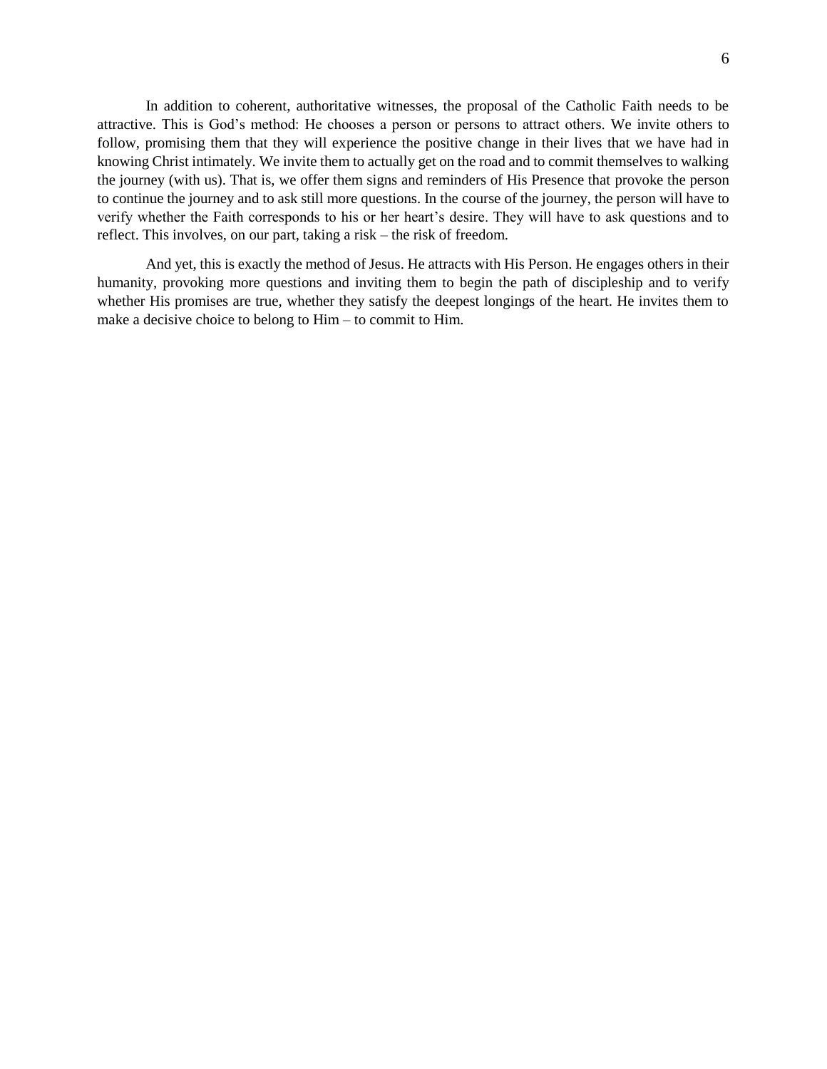In addition to coherent, authoritative witnesses, the proposal of the Catholic Faith needs to be attractive. This is God's method: He chooses a person or persons to attract others. We invite others to follow, promising them that they will experience the positive change in their lives that we have had in knowing Christ intimately. We invite them to actually get on the road and to commit themselves to walking the journey (with us). That is, we offer them signs and reminders of His Presence that provoke the person to continue the journey and to ask still more questions. In the course of the journey, the person will have to verify whether the Faith corresponds to his or her heart's desire. They will have to ask questions and to reflect. This involves, on our part, taking a risk – the risk of freedom.

And yet, this is exactly the method of Jesus. He attracts with His Person. He engages others in their humanity, provoking more questions and inviting them to begin the path of discipleship and to verify whether His promises are true, whether they satisfy the deepest longings of the heart. He invites them to make a decisive choice to belong to Him – to commit to Him.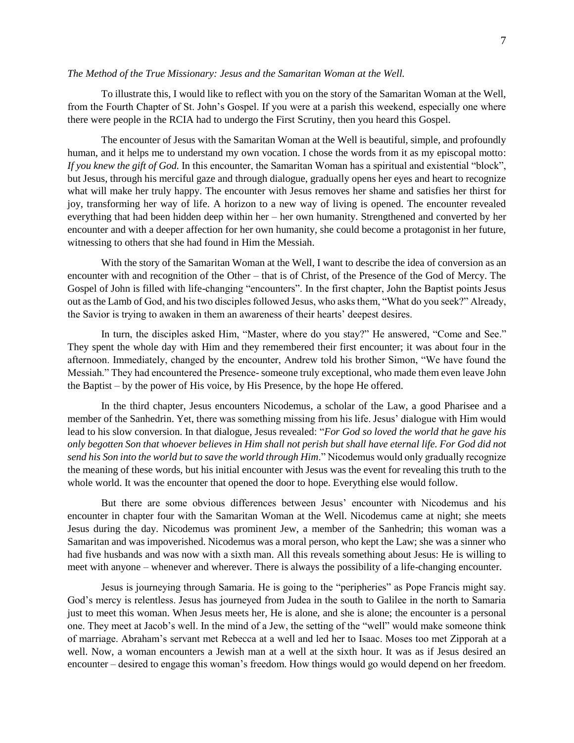*The Method of the True Missionary: Jesus and the Samaritan Woman at the Well.*

To illustrate this, I would like to reflect with you on the story of the Samaritan Woman at the Well, from the Fourth Chapter of St. John's Gospel. If you were at a parish this weekend, especially one where there were people in the RCIA had to undergo the First Scrutiny, then you heard this Gospel.

The encounter of Jesus with the Samaritan Woman at the Well is beautiful, simple, and profoundly human, and it helps me to understand my own vocation. I chose the words from it as my episcopal motto: *If you knew the gift of God.* In this encounter, the Samaritan Woman has a spiritual and existential "block", but Jesus, through his merciful gaze and through dialogue, gradually opens her eyes and heart to recognize what will make her truly happy. The encounter with Jesus removes her shame and satisfies her thirst for joy, transforming her way of life. A horizon to a new way of living is opened. The encounter revealed everything that had been hidden deep within her – her own humanity. Strengthened and converted by her encounter and with a deeper affection for her own humanity, she could become a protagonist in her future, witnessing to others that she had found in Him the Messiah.

With the story of the Samaritan Woman at the Well, I want to describe the idea of conversion as an encounter with and recognition of the Other – that is of Christ, of the Presence of the God of Mercy. The Gospel of John is filled with life-changing "encounters". In the first chapter, John the Baptist points Jesus out as the Lamb of God, and his two disciples followed Jesus, who asks them, "What do you seek?" Already, the Savior is trying to awaken in them an awareness of their hearts' deepest desires.

In turn, the disciples asked Him, "Master, where do you stay?" He answered, "Come and See." They spent the whole day with Him and they remembered their first encounter; it was about four in the afternoon. Immediately, changed by the encounter, Andrew told his brother Simon, "We have found the Messiah." They had encountered the Presence- someone truly exceptional, who made them even leave John the Baptist – by the power of His voice, by His Presence, by the hope He offered.

In the third chapter, Jesus encounters Nicodemus, a scholar of the Law, a good Pharisee and a member of the Sanhedrin. Yet, there was something missing from his life. Jesus' dialogue with Him would lead to his slow conversion. In that dialogue, Jesus revealed: "*For God so loved the world that he gave his only begotten Son that whoever believes in Him shall not perish but shall have eternal life. For God did not send his Son into the world but to save the world through Him*." Nicodemus would only gradually recognize the meaning of these words, but his initial encounter with Jesus was the event for revealing this truth to the whole world. It was the encounter that opened the door to hope. Everything else would follow.

But there are some obvious differences between Jesus' encounter with Nicodemus and his encounter in chapter four with the Samaritan Woman at the Well. Nicodemus came at night; she meets Jesus during the day. Nicodemus was prominent Jew, a member of the Sanhedrin; this woman was a Samaritan and was impoverished. Nicodemus was a moral person, who kept the Law; she was a sinner who had five husbands and was now with a sixth man. All this reveals something about Jesus: He is willing to meet with anyone – whenever and wherever. There is always the possibility of a life-changing encounter.

Jesus is journeying through Samaria. He is going to the "peripheries" as Pope Francis might say. God's mercy is relentless. Jesus has journeyed from Judea in the south to Galilee in the north to Samaria just to meet this woman. When Jesus meets her, He is alone, and she is alone; the encounter is a personal one. They meet at Jacob's well. In the mind of a Jew, the setting of the "well" would make someone think of marriage. Abraham's servant met Rebecca at a well and led her to Isaac. Moses too met Zipporah at a well. Now, a woman encounters a Jewish man at a well at the sixth hour. It was as if Jesus desired an encounter – desired to engage this woman's freedom. How things would go would depend on her freedom.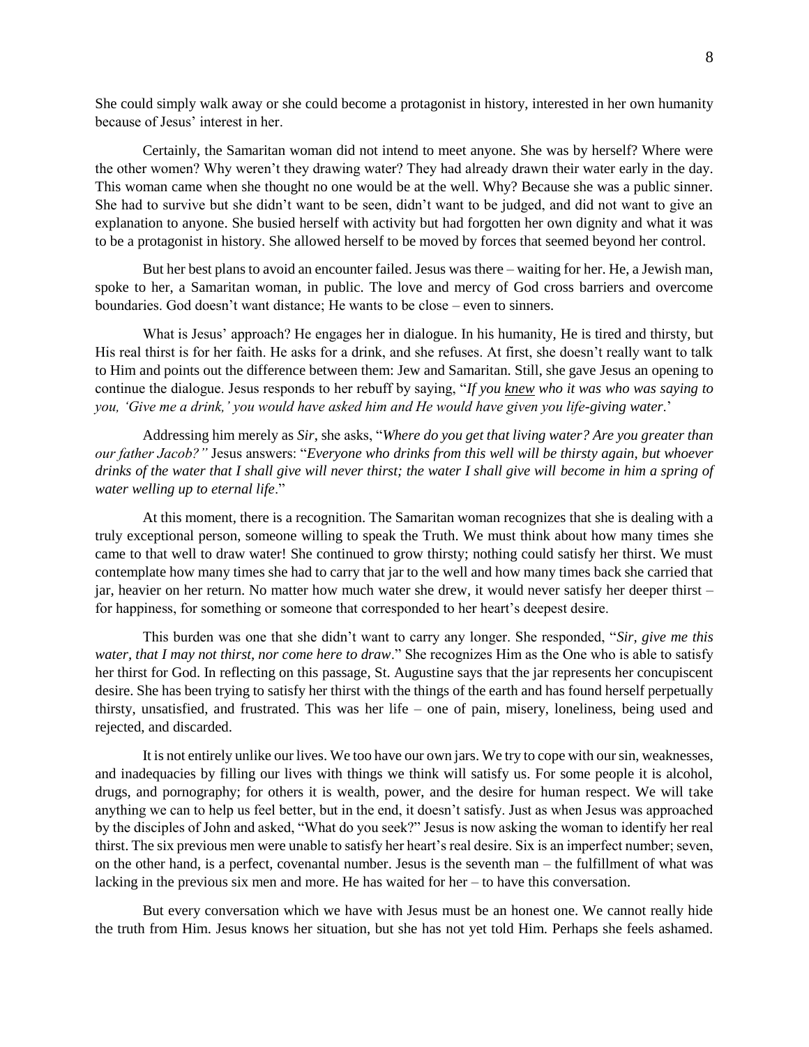She could simply walk away or she could become a protagonist in history, interested in her own humanity because of Jesus' interest in her.

Certainly, the Samaritan woman did not intend to meet anyone. She was by herself? Where were the other women? Why weren't they drawing water? They had already drawn their water early in the day. This woman came when she thought no one would be at the well. Why? Because she was a public sinner. She had to survive but she didn't want to be seen, didn't want to be judged, and did not want to give an explanation to anyone. She busied herself with activity but had forgotten her own dignity and what it was to be a protagonist in history. She allowed herself to be moved by forces that seemed beyond her control.

But her best plans to avoid an encounter failed. Jesus was there – waiting for her. He, a Jewish man, spoke to her, a Samaritan woman, in public. The love and mercy of God cross barriers and overcome boundaries. God doesn't want distance; He wants to be close – even to sinners.

What is Jesus' approach? He engages her in dialogue. In his humanity, He is tired and thirsty, but His real thirst is for her faith. He asks for a drink, and she refuses. At first, she doesn't really want to talk to Him and points out the difference between them: Jew and Samaritan. Still, she gave Jesus an opening to continue the dialogue. Jesus responds to her rebuff by saying, "*If you <u>knew</u> who it was who was saying to you, 'Give me a drink,' you would have asked him and He would have given you life-giving water*.'

Addressing him merely as *Sir*, she asks, "*Where do you get that living water? Are you greater than our father Jacob?"* Jesus answers: "*Everyone who drinks from this well will be thirsty again, but whoever drinks of the water that I shall give will never thirst; the water I shall give will become in him a spring of water welling up to eternal life*."

At this moment, there is a recognition. The Samaritan woman recognizes that she is dealing with a truly exceptional person, someone willing to speak the Truth. We must think about how many times she came to that well to draw water! She continued to grow thirsty; nothing could satisfy her thirst. We must contemplate how many times she had to carry that jar to the well and how many times back she carried that jar, heavier on her return. No matter how much water she drew, it would never satisfy her deeper thirst – for happiness, for something or someone that corresponded to her heart's deepest desire.

This burden was one that she didn't want to carry any longer. She responded, "*Sir, give me this water, that I may not thirst, nor come here to draw*." She recognizes Him as the One who is able to satisfy her thirst for God. In reflecting on this passage, St. Augustine says that the jar represents her concupiscent desire. She has been trying to satisfy her thirst with the things of the earth and has found herself perpetually thirsty, unsatisfied, and frustrated. This was her life – one of pain, misery, loneliness, being used and rejected, and discarded.

It is not entirely unlike our lives. We too have our own jars. We try to cope with our sin, weaknesses, and inadequacies by filling our lives with things we think will satisfy us. For some people it is alcohol, drugs, and pornography; for others it is wealth, power, and the desire for human respect. We will take anything we can to help us feel better, but in the end, it doesn't satisfy. Just as when Jesus was approached by the disciples of John and asked, "What do you seek?" Jesus is now asking the woman to identify her real thirst. The six previous men were unable to satisfy her heart's real desire. Six is an imperfect number; seven, on the other hand, is a perfect, covenantal number. Jesus is the seventh man – the fulfillment of what was lacking in the previous six men and more. He has waited for her – to have this conversation.

But every conversation which we have with Jesus must be an honest one. We cannot really hide the truth from Him. Jesus knows her situation, but she has not yet told Him. Perhaps she feels ashamed.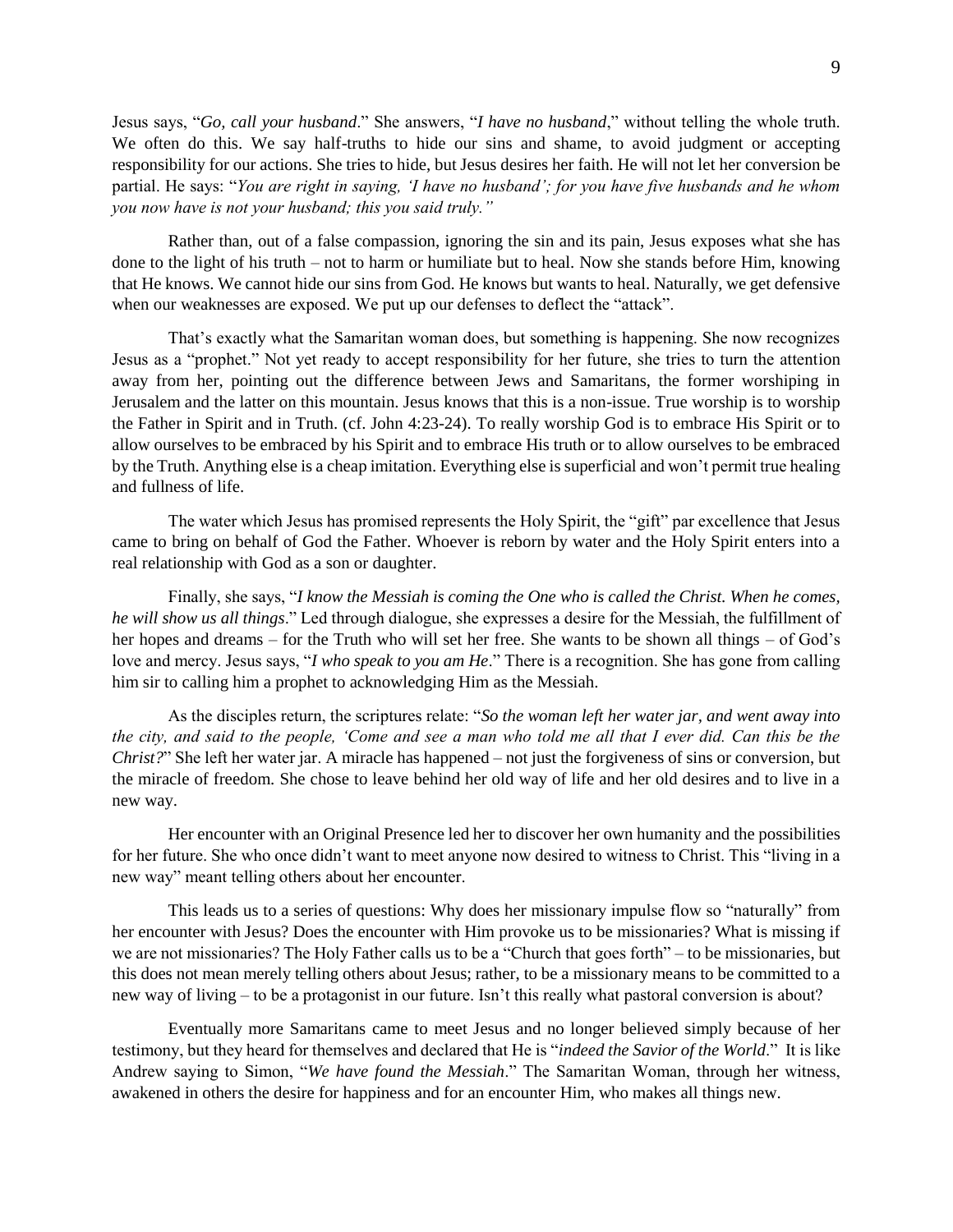Jesus says, "*Go, call your husband*." She answers, "*I have no husband*," without telling the whole truth. We often do this. We say half-truths to hide our sins and shame, to avoid judgment or accepting responsibility for our actions. She tries to hide, but Jesus desires her faith. He will not let her conversion be partial. He says: "*You are right in saying, 'I have no husband'; for you have five husbands and he whom you now have is not your husband; this you said truly."*

Rather than, out of a false compassion, ignoring the sin and its pain, Jesus exposes what she has done to the light of his truth – not to harm or humiliate but to heal. Now she stands before Him, knowing that He knows. We cannot hide our sins from God. He knows but wants to heal. Naturally, we get defensive when our weaknesses are exposed. We put up our defenses to deflect the "attack".

That's exactly what the Samaritan woman does, but something is happening. She now recognizes Jesus as a "prophet." Not yet ready to accept responsibility for her future, she tries to turn the attention away from her, pointing out the difference between Jews and Samaritans, the former worshiping in Jerusalem and the latter on this mountain. Jesus knows that this is a non-issue. True worship is to worship the Father in Spirit and in Truth. (cf. John 4:23-24). To really worship God is to embrace His Spirit or to allow ourselves to be embraced by his Spirit and to embrace His truth or to allow ourselves to be embraced by the Truth. Anything else is a cheap imitation. Everything else is superficial and won't permit true healing and fullness of life.

The water which Jesus has promised represents the Holy Spirit, the "gift" par excellence that Jesus came to bring on behalf of God the Father. Whoever is reborn by water and the Holy Spirit enters into a real relationship with God as a son or daughter.

Finally, she says, "*I know the Messiah is coming the One who is called the Christ. When he comes, he will show us all things*." Led through dialogue, she expresses a desire for the Messiah, the fulfillment of her hopes and dreams – for the Truth who will set her free. She wants to be shown all things – of God's love and mercy. Jesus says, "*I who speak to you am He*." There is a recognition. She has gone from calling him sir to calling him a prophet to acknowledging Him as the Messiah.

As the disciples return, the scriptures relate: "*So the woman left her water jar, and went away into the city, and said to the people, 'Come and see a man who told me all that I ever did. Can this be the Christ?*" She left her water jar. A miracle has happened – not just the forgiveness of sins or conversion, but the miracle of freedom. She chose to leave behind her old way of life and her old desires and to live in a new way.

Her encounter with an Original Presence led her to discover her own humanity and the possibilities for her future. She who once didn't want to meet anyone now desired to witness to Christ. This "living in a new way" meant telling others about her encounter.

This leads us to a series of questions: Why does her missionary impulse flow so "naturally" from her encounter with Jesus? Does the encounter with Him provoke us to be missionaries? What is missing if we are not missionaries? The Holy Father calls us to be a "Church that goes forth" – to be missionaries, but this does not mean merely telling others about Jesus; rather, to be a missionary means to be committed to a new way of living – to be a protagonist in our future. Isn't this really what pastoral conversion is about?

Eventually more Samaritans came to meet Jesus and no longer believed simply because of her testimony, but they heard for themselves and declared that He is "*indeed the Savior of the World*." It is like Andrew saying to Simon, "*We have found the Messiah*." The Samaritan Woman, through her witness, awakened in others the desire for happiness and for an encounter Him, who makes all things new.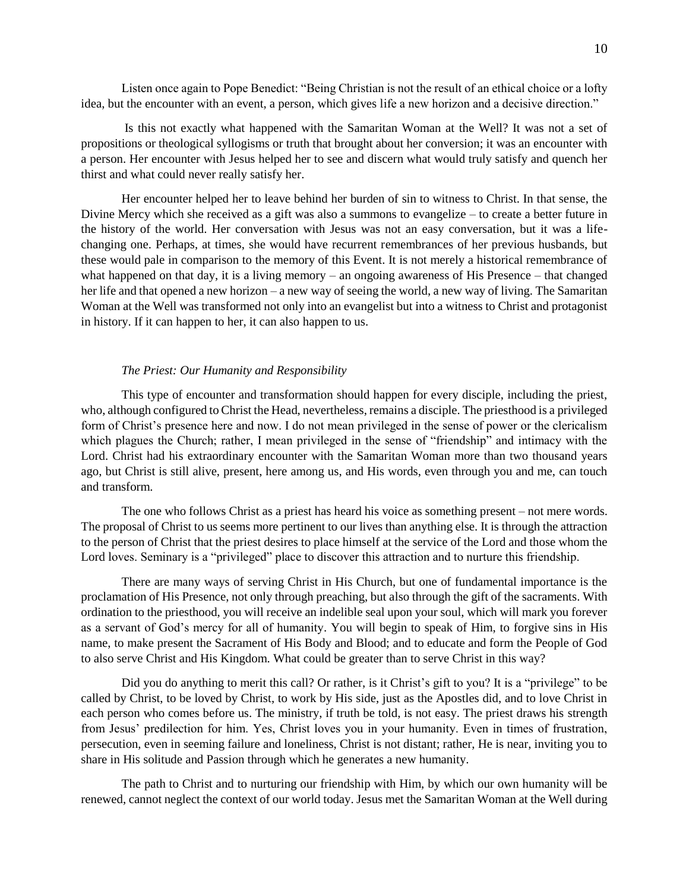Listen once again to Pope Benedict: "Being Christian is not the result of an ethical choice or a lofty idea, but the encounter with an event, a person, which gives life a new horizon and a decisive direction."

Is this not exactly what happened with the Samaritan Woman at the Well? It was not a set of propositions or theological syllogisms or truth that brought about her conversion; it was an encounter with a person. Her encounter with Jesus helped her to see and discern what would truly satisfy and quench her thirst and what could never really satisfy her.

Her encounter helped her to leave behind her burden of sin to witness to Christ. In that sense, the Divine Mercy which she received as a gift was also a summons to evangelize – to create a better future in the history of the world. Her conversation with Jesus was not an easy conversation, but it was a life-changing one. Perhaps, at times, she would have recurrent remembrances of her previous husbands, but these would pale in comparison to the memory of this Event. It is not merely a historical remembrance of what happened on that day, it is a living memory – an ongoing awareness of His Presence – that changed her life and that opened a new horizon – a new way of seeing the world, a new way of living. The Samaritan Woman at the Well was transformed not only into an evangelist but into a witness to Christ and protagonist in history. If it can happen to her, it can also happen to us.

### *The Priest: Our Humanity and Responsibility*

This type of encounter and transformation should happen for every disciple, including the priest, who, although configured to Christ the Head, nevertheless, remains a disciple. The priesthood is a privileged form of Christ's presence here and now. I do not mean privileged in the sense of power or the clericalism which plagues the Church; rather, I mean privileged in the sense of "friendship" and intimacy with the Lord. Christ had his extraordinary encounter with the Samaritan Woman more than two thousand years ago, but Christ is still alive, present, here among us, and His words, even through you and me, can touch and transform.

The one who follows Christ as a priest has heard his voice as something present – not mere words. The proposal of Christ to us seems more pertinent to our lives than anything else. It is through the attraction to the person of Christ that the priest desires to place himself at the service of the Lord and those whom the Lord loves. Seminary is a "privileged" place to discover this attraction and to nurture this friendship.

There are many ways of serving Christ in His Church, but one of fundamental importance is the proclamation of His Presence, not only through preaching, but also through the gift of the sacraments. With ordination to the priesthood, you will receive an indelible seal upon your soul, which will mark you forever as a servant of God's mercy for all of humanity. You will begin to speak of Him, to forgive sins in His name, to make present the Sacrament of His Body and Blood; and to educate and form the People of God to also serve Christ and His Kingdom. What could be greater than to serve Christ in this way?

Did you do anything to merit this call? Or rather, is it Christ's gift to you? It is a "privilege" to be called by Christ, to be loved by Christ, to work by His side, just as the Apostles did, and to love Christ in each person who comes before us. The ministry, if truth be told, is not easy. The priest draws his strength from Jesus' predilection for him. Yes, Christ loves you in your humanity. Even in times of frustration, persecution, even in seeming failure and loneliness, Christ is not distant; rather, He is near, inviting you to share in His solitude and Passion through which he generates a new humanity.

The path to Christ and to nurturing our friendship with Him, by which our own humanity will be renewed, cannot neglect the context of our world today. Jesus met the Samaritan Woman at the Well during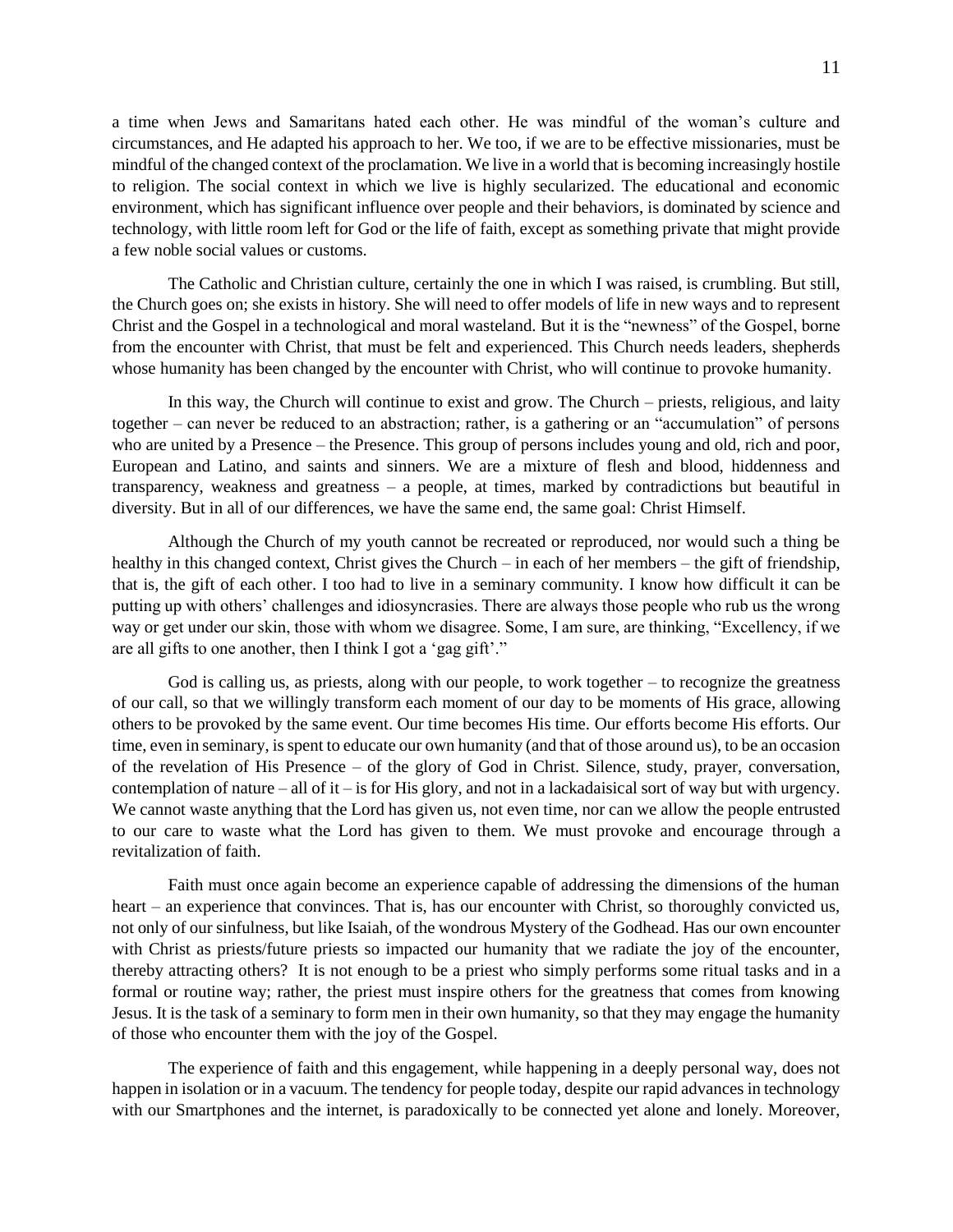a time when Jews and Samaritans hated each other. He was mindful of the woman's culture and circumstances, and He adapted his approach to her. We too, if we are to be effective missionaries, must be mindful of the changed context of the proclamation. We live in a world that is becoming increasingly hostile to religion. The social context in which we live is highly secularized. The educational and economic environment, which has significant influence over people and their behaviors, is dominated by science and technology, with little room left for God or the life of faith, except as something private that might provide a few noble social values or customs.

The Catholic and Christian culture, certainly the one in which I was raised, is crumbling. But still, the Church goes on; she exists in history. She will need to offer models of life in new ways and to represent Christ and the Gospel in a technological and moral wasteland. But it is the "newness" of the Gospel, borne from the encounter with Christ, that must be felt and experienced. This Church needs leaders, shepherds whose humanity has been changed by the encounter with Christ, who will continue to provoke humanity.

In this way, the Church will continue to exist and grow. The Church – priests, religious, and laity together – can never be reduced to an abstraction; rather, is a gathering or an "accumulation" of persons who are united by a Presence – the Presence. This group of persons includes young and old, rich and poor, European and Latino, and saints and sinners. We are a mixture of flesh and blood, hiddenness and transparency, weakness and greatness – a people, at times, marked by contradictions but beautiful in diversity. But in all of our differences, we have the same end, the same goal: Christ Himself.

Although the Church of my youth cannot be recreated or reproduced, nor would such a thing be healthy in this changed context, Christ gives the Church – in each of her members – the gift of friendship, that is, the gift of each other. I too had to live in a seminary community. I know how difficult it can be putting up with others' challenges and idiosyncrasies. There are always those people who rub us the wrong way or get under our skin, those with whom we disagree. Some, I am sure, are thinking, "Excellency, if we are all gifts to one another, then I think I got a 'gag gift'."

God is calling us, as priests, along with our people, to work together – to recognize the greatness of our call, so that we willingly transform each moment of our day to be moments of His grace, allowing others to be provoked by the same event. Our time becomes His time. Our efforts become His efforts. Our time, even in seminary, is spent to educate our own humanity (and that of those around us), to be an occasion of the revelation of His Presence – of the glory of God in Christ. Silence, study, prayer, conversation, contemplation of nature – all of it – is for His glory, and not in a lackadaisical sort of way but with urgency. We cannot waste anything that the Lord has given us, not even time, nor can we allow the people entrusted to our care to waste what the Lord has given to them. We must provoke and encourage through a revitalization of faith.

Faith must once again become an experience capable of addressing the dimensions of the human heart – an experience that convinces. That is, has our encounter with Christ, so thoroughly convicted us, not only of our sinfulness, but like Isaiah, of the wondrous Mystery of the Godhead. Has our own encounter with Christ as priests/future priests so impacted our humanity that we radiate the joy of the encounter, thereby attracting others? It is not enough to be a priest who simply performs some ritual tasks and in a formal or routine way; rather, the priest must inspire others for the greatness that comes from knowing Jesus. It is the task of a seminary to form men in their own humanity, so that they may engage the humanity of those who encounter them with the joy of the Gospel.

The experience of faith and this engagement, while happening in a deeply personal way, does not happen in isolation or in a vacuum. The tendency for people today, despite our rapid advances in technology with our Smartphones and the internet, is paradoxically to be connected yet alone and lonely. Moreover,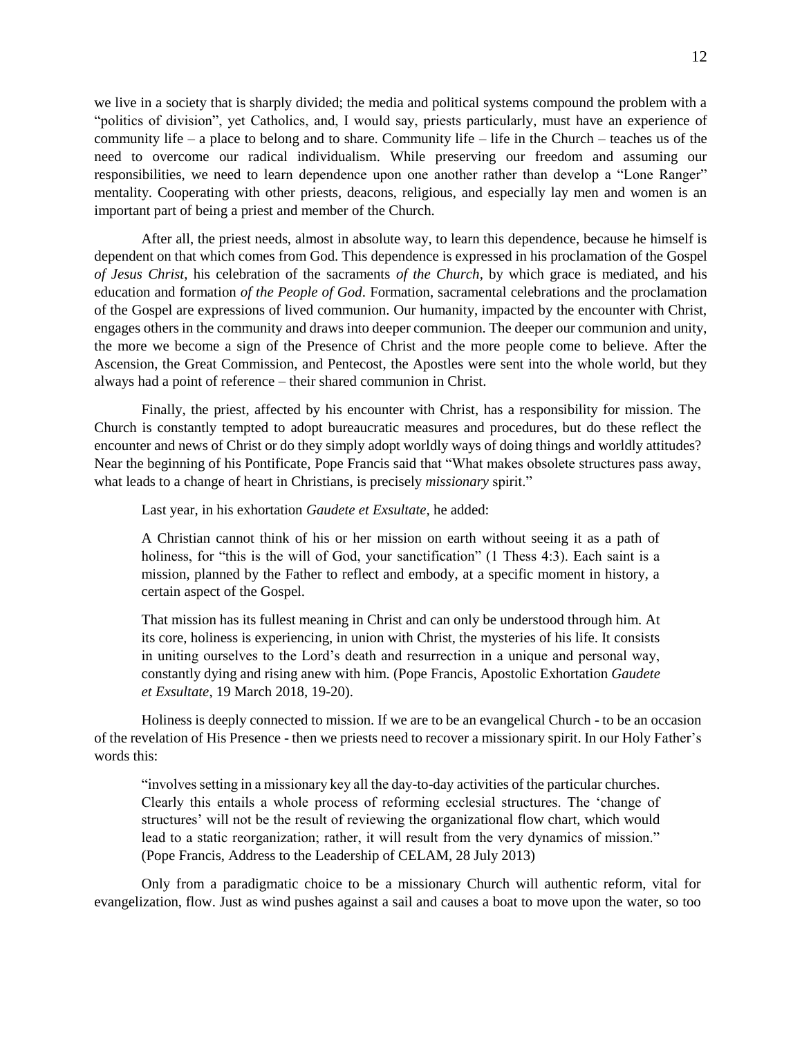we live in a society that is sharply divided; the media and political systems compound the problem with a "politics of division", yet Catholics, and, I would say, priests particularly, must have an experience of community life – a place to belong and to share. Community life – life in the Church – teaches us of the need to overcome our radical individualism. While preserving our freedom and assuming our responsibilities, we need to learn dependence upon one another rather than develop a "Lone Ranger" mentality. Cooperating with other priests, deacons, religious, and especially lay men and women is an important part of being a priest and member of the Church.

After all, the priest needs, almost in absolute way, to learn this dependence, because he himself is dependent on that which comes from God. This dependence is expressed in his proclamation of the Gospel *of Jesus Christ*, his celebration of the sacraments *of the Church*, by which grace is mediated, and his education and formation *of the People of God*. Formation, sacramental celebrations and the proclamation of the Gospel are expressions of lived communion. Our humanity, impacted by the encounter with Christ, engages others in the community and draws into deeper communion. The deeper our communion and unity, the more we become a sign of the Presence of Christ and the more people come to believe. After the Ascension, the Great Commission, and Pentecost, the Apostles were sent into the whole world, but they always had a point of reference – their shared communion in Christ.

Finally, the priest, affected by his encounter with Christ, has a responsibility for mission. The Church is constantly tempted to adopt bureaucratic measures and procedures, but do these reflect the encounter and news of Christ or do they simply adopt worldly ways of doing things and worldly attitudes? Near the beginning of his Pontificate, Pope Francis said that "What makes obsolete structures pass away, what leads to a change of heart in Christians, is precisely *missionary* spirit."

Last year, in his exhortation *Gaudete et Exsultate,* he added:

> A Christian cannot think of his or her mission on earth without seeing it as a path of holiness, for "this is the will of God, your sanctification" (1 Thess 4:3). Each saint is a mission, planned by the Father to reflect and embody, at a specific moment in history, a certain aspect of the Gospel.
>
> That mission has its fullest meaning in Christ and can only be understood through him. At its core, holiness is experiencing, in union with Christ, the mysteries of his life. It consists in uniting ourselves to the Lord's death and resurrection in a unique and personal way, constantly dying and rising anew with him. (Pope Francis, Apostolic Exhortation *Gaudete et Exsultate*, 19 March 2018, 19-20).

Holiness is deeply connected to mission. If we are to be an evangelical Church - to be an occasion of the revelation of His Presence - then we priests need to recover a missionary spirit. In our Holy Father's words this:

> "involves setting in a missionary key all the day-to-day activities of the particular churches. Clearly this entails a whole process of reforming ecclesial structures. The 'change of structures' will not be the result of reviewing the organizational flow chart, which would lead to a static reorganization; rather, it will result from the very dynamics of mission." (Pope Francis, Address to the Leadership of CELAM, 28 July 2013)

Only from a paradigmatic choice to be a missionary Church will authentic reform, vital for evangelization, flow. Just as wind pushes against a sail and causes a boat to move upon the water, so too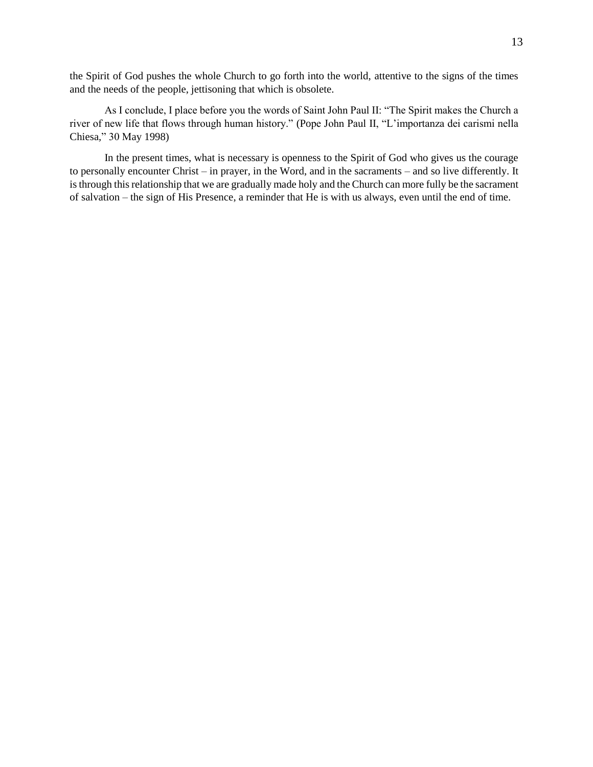the Spirit of God pushes the whole Church to go forth into the world, attentive to the signs of the times and the needs of the people, jettisoning that which is obsolete.

As I conclude, I place before you the words of Saint John Paul II: "The Spirit makes the Church a river of new life that flows through human history." (Pope John Paul II, "L'importanza dei carismi nella Chiesa," 30 May 1998)

In the present times, what is necessary is openness to the Spirit of God who gives us the courage to personally encounter Christ – in prayer, in the Word, and in the sacraments – and so live differently. It is through this relationship that we are gradually made holy and the Church can more fully be the sacrament of salvation – the sign of His Presence, a reminder that He is with us always, even until the end of time.